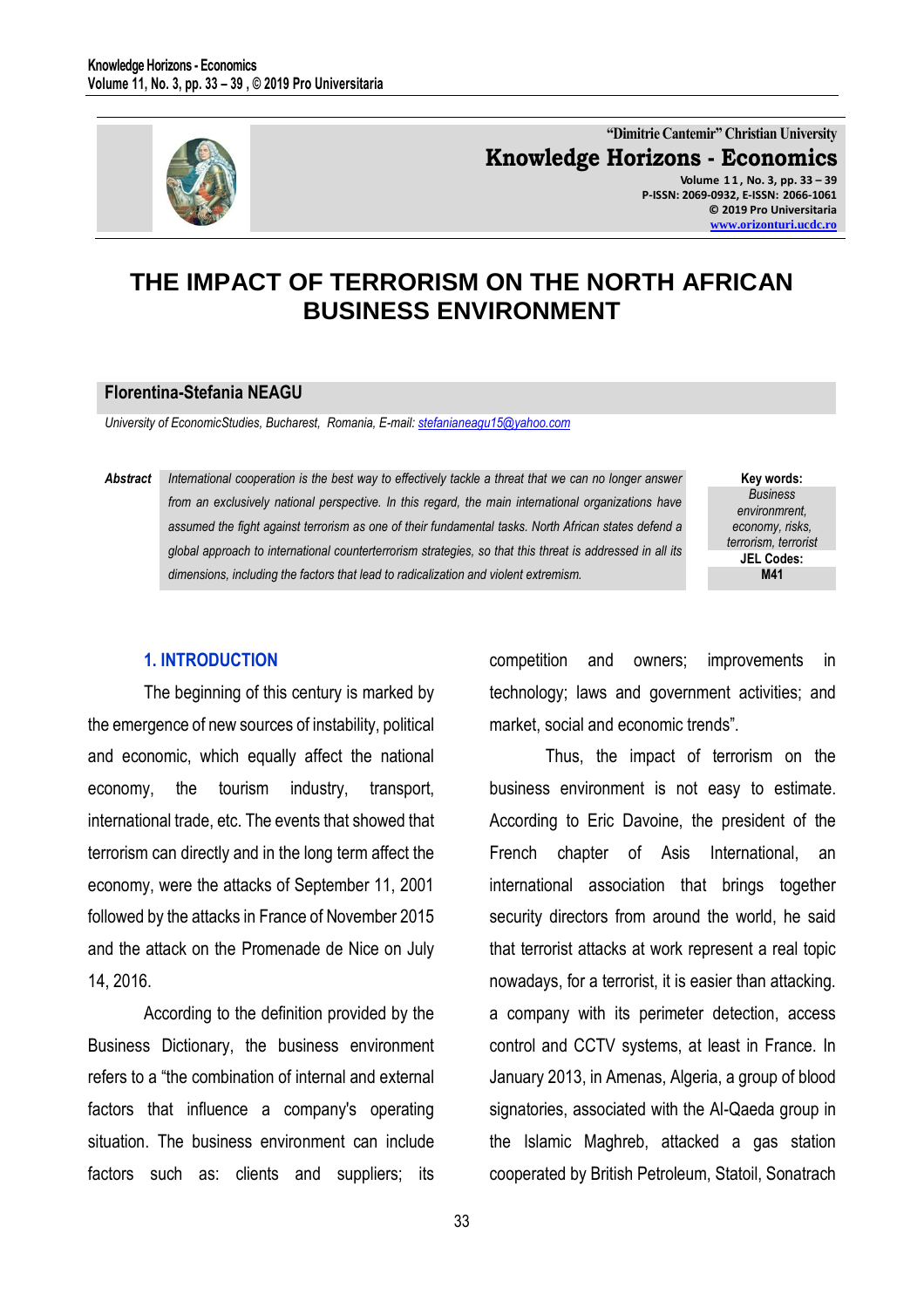# THE IMPACT OF TERRORISM ON THE NORTH AFRICAN BUSINESS ENVIRONMENT

**Florentina-Stefania NEAGU**

*University of EconomicStudies, Bucharest, Romania, E-mail: stefanianeagu15@yahoo.com*

**Abstract** *International cooperation is the best way to effectively tackle a threat that we can no longer answer from an exclusively national perspective. In this regard, the main international organizations have assumed the fight against terrorism as one of their fundamental tasks. North African states defend a global approach to international counterterrorism strategies, so that this threat is addressed in all its dimensions, including the factors that lead to radicalization and violent extremism.*

**Key words:** *Business environmrent, economy, risks, terrorism, terrorist*

**JEL Codes:** **M41**

## 1. INTRODUCTION

The beginning of this century is marked by the emergence of new sources of instability, political and economic, which equally affect the national economy, the tourism industry, transport, international trade, etc. The events that showed that terrorism can directly and in the long term affect the economy, were the attacks of September 11, 2001 followed by the attacks in France of November 2015 and the attack on the Promenade de Nice on July 14, 2016.

According to the definition provided by the Business Dictionary, the business environment refers to a "the combination of internal and external factors that influence a company's operating situation. The business environment can include factors such as: clients and suppliers; its competition and owners; improvements in technology; laws and government activities; and market, social and economic trends".

Thus, the impact of terrorism on the business environment is not easy to estimate. According to Eric Davoine, the president of the French chapter of Asis International, an international association that brings together security directors from around the world, he said that terrorist attacks at work represent a real topic nowadays, for a terrorist, it is easier than attacking. a company with its perimeter detection, access control and CCTV systems, at least in France. In January 2013, in Amenas, Algeria, a group of blood signatories, associated with the Al-Qaeda group in the Islamic Maghreb, attacked a gas station cooperated by British Petroleum, Statoil, Sonatrach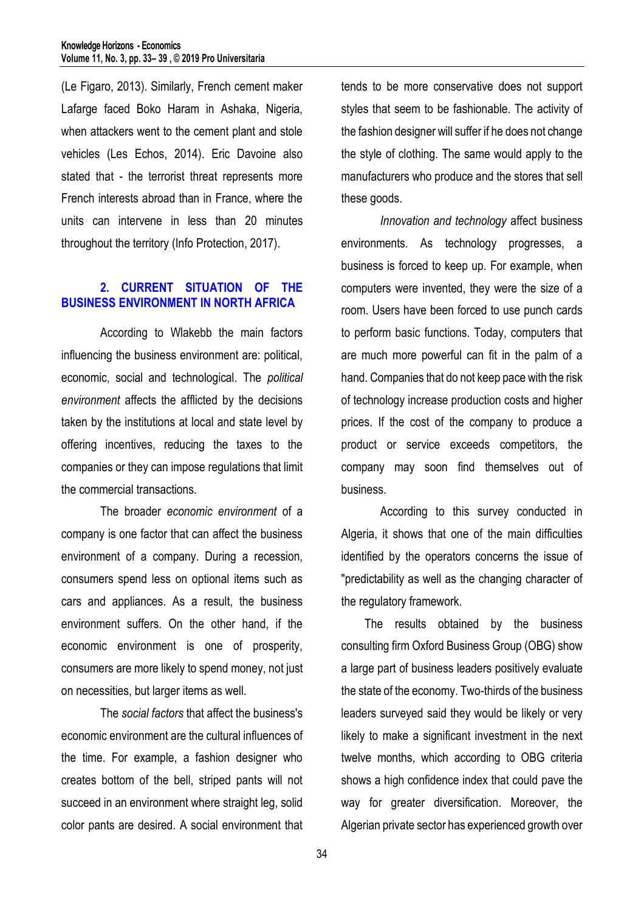(Le Figaro, 2013). Similarly, French cement maker Lafarge faced Boko Haram in Ashaka, Nigeria, when attackers went to the cement plant and stole vehicles (Les Echos, 2014). Eric Davoine also stated that - the terrorist threat represents more French interests abroad than in France, where the units can intervene in less than 20 minutes throughout the territory (Info Protection, 2017).

## 2. CURRENT SITUATION OF THE BUSINESS ENVIRONMENT IN NORTH AFRICA

According to Wlakebb the main factors influencing the business environment are: political, economic, social and technological. The *political environment* affects the afflicted by the decisions taken by the institutions at local and state level by offering incentives, reducing the taxes to the companies or they can impose regulations that limit the commercial transactions.

The broader *economic environment* of a company is one factor that can affect the business environment of a company. During a recession, consumers spend less on optional items such as cars and appliances. As a result, the business environment suffers. On the other hand, if the economic environment is one of prosperity, consumers are more likely to spend money, not just on necessities, but larger items as well.

The *social factors* that affect the business's economic environment are the cultural influences of the time. For example, a fashion designer who creates bottom of the bell, striped pants will not succeed in an environment where straight leg, solid color pants are desired. A social environment that tends to be more conservative does not support styles that seem to be fashionable. The activity of the fashion designer will suffer if he does not change the style of clothing. The same would apply to the manufacturers who produce and the stores that sell these goods.

*Innovation and technology* affect business environments. As technology progresses, a business is forced to keep up. For example, when computers were invented, they were the size of a room. Users have been forced to use punch cards to perform basic functions. Today, computers that are much more powerful can fit in the palm of a hand. Companies that do not keep pace with the risk of technology increase production costs and higher prices. If the cost of the company to produce a product or service exceeds competitors, the company may soon find themselves out of business.

According to this survey conducted in Algeria, it shows that one of the main difficulties identified by the operators concerns the issue of "predictability as well as the changing character of the regulatory framework.

The results obtained by the business consulting firm Oxford Business Group (OBG) show a large part of business leaders positively evaluate the state of the economy. Two-thirds of the business leaders surveyed said they would be likely or very likely to make a significant investment in the next twelve months, which according to OBG criteria shows a high confidence index that could pave the way for greater diversification. Moreover, the Algerian private sector has experienced growth over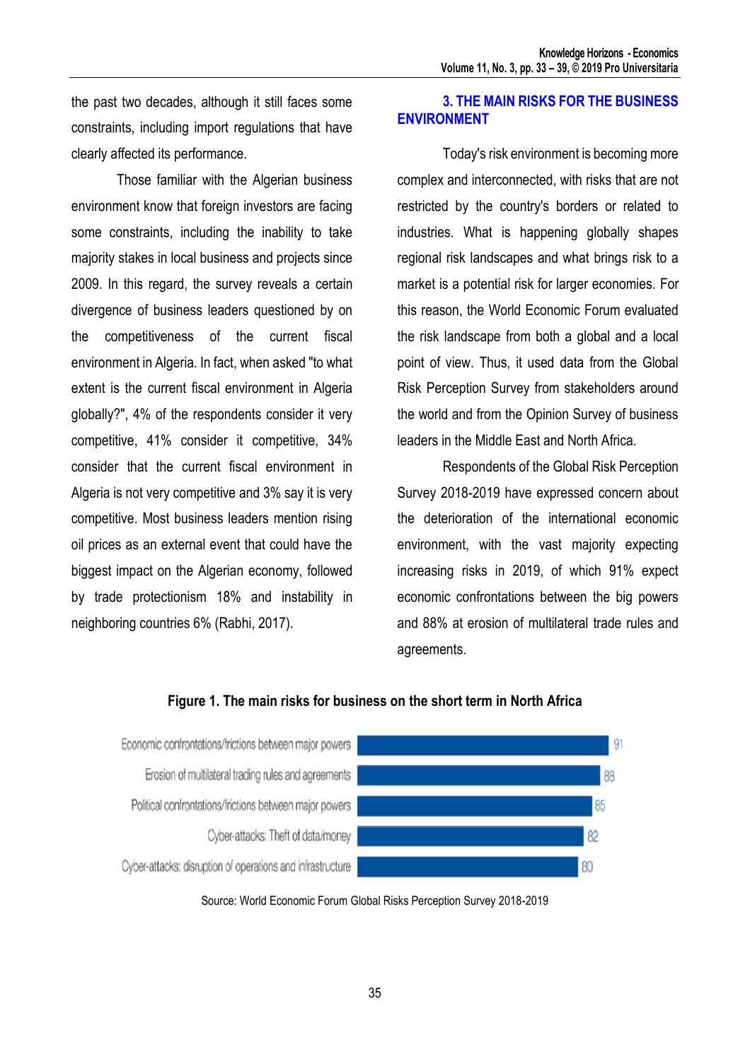the past two decades, although it still faces some constraints, including import regulations that have clearly affected its performance.

Those familiar with the Algerian business environment know that foreign investors are facing some constraints, including the inability to take majority stakes in local business and projects since 2009. In this regard, the survey reveals a certain divergence of business leaders questioned by on the competitiveness of the current fiscal environment in Algeria. In fact, when asked "to what extent is the current fiscal environment in Algeria globally?", 4% of the respondents consider it very competitive, 41% consider it competitive, 34% consider that the current fiscal environment in Algeria is not very competitive and 3% say it is very competitive. Most business leaders mention rising oil prices as an external event that could have the biggest impact on the Algerian economy, followed by trade protectionism 18% and instability in neighboring countries 6% (Rabhi, 2017).

## 3. THE MAIN RISKS FOR THE BUSINESS ENVIRONMENT

Today's risk environment is becoming more complex and interconnected, with risks that are not restricted by the country's borders or related to industries. What is happening globally shapes regional risk landscapes and what brings risk to a market is a potential risk for larger economies. For this reason, the World Economic Forum evaluated the risk landscape from both a global and a local point of view. Thus, it used data from the Global Risk Perception Survey from stakeholders around the world and from the Opinion Survey of business leaders in the Middle East and North Africa.

Respondents of the Global Risk Perception Survey 2018-2019 have expressed concern about the deterioration of the international economic environment, with the vast majority expecting increasing risks in 2019, of which 91% expect economic confrontations between the big powers and 88% at erosion of multilateral trade rules and agreements.

**Figure 1. The main risks for business on the short term in North Africa**

| Risk | Value |
|---|---|
| Economic confrontations/frictions between major powers | 91 |
| Erosion of multilateral trading rules and agreements | 88 |
| Political confrontations/frictions between major powers | 85 |
| Cyber-attacks: Theft of data/money | 82 |
| Cyber-attacks: disruption of operations and infrastructure | 80 |

Source: World Economic Forum Global Risks Perception Survey 2018-2019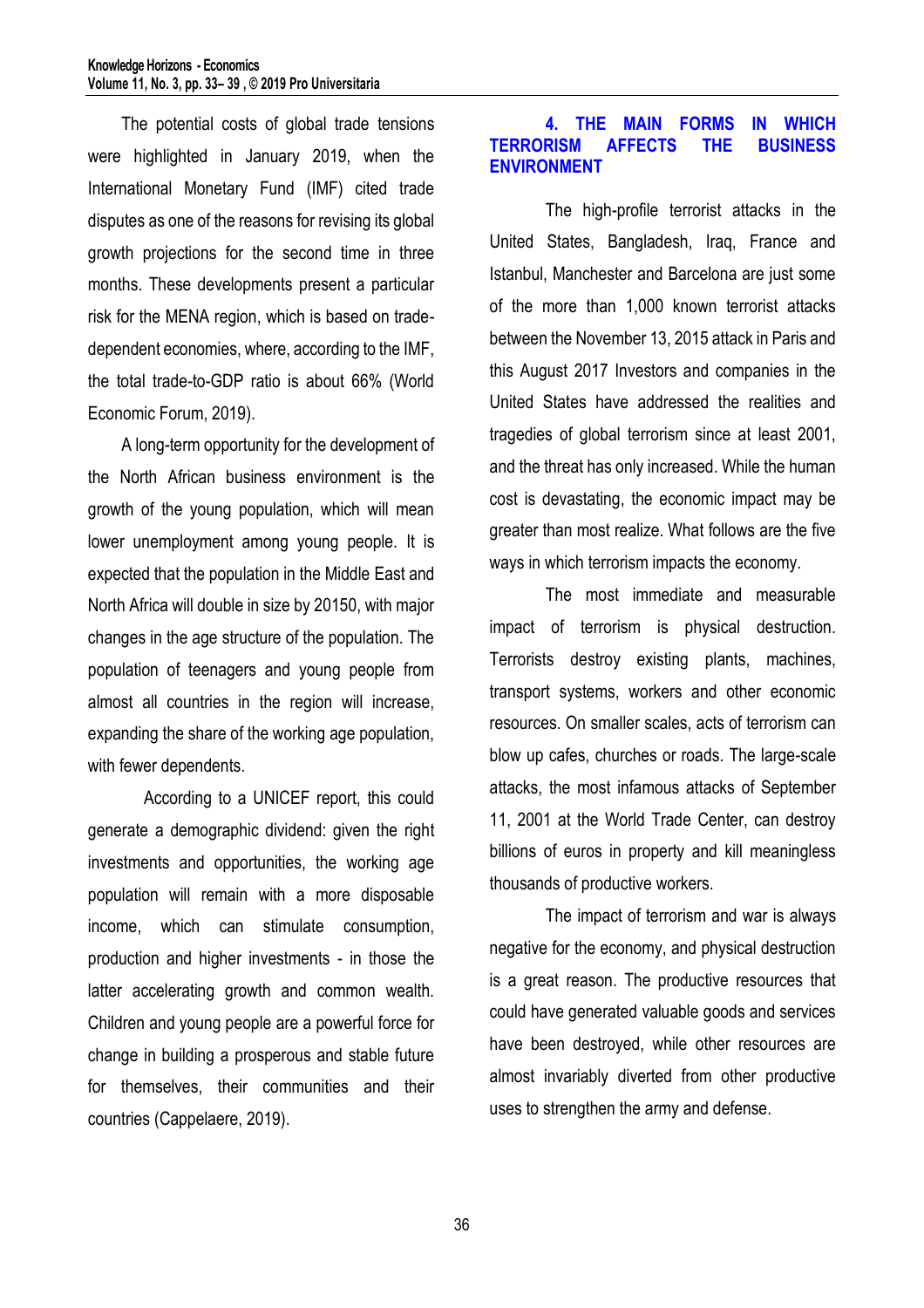The potential costs of global trade tensions were highlighted in January 2019, when the International Monetary Fund (IMF) cited trade disputes as one of the reasons for revising its global growth projections for the second time in three months. These developments present a particular risk for the MENA region, which is based on trade-dependent economies, where, according to the IMF, the total trade-to-GDP ratio is about 66% (World Economic Forum, 2019).

A long-term opportunity for the development of the North African business environment is the growth of the young population, which will mean lower unemployment among young people. It is expected that the population in the Middle East and North Africa will double in size by 20150, with major changes in the age structure of the population. The population of teenagers and young people from almost all countries in the region will increase, expanding the share of the working age population, with fewer dependents.

According to a UNICEF report, this could generate a demographic dividend: given the right investments and opportunities, the working age population will remain with a more disposable income, which can stimulate consumption, production and higher investments - in those the latter accelerating growth and common wealth. Children and young people are a powerful force for change in building a prosperous and stable future for themselves, their communities and their countries (Cappelaere, 2019).

## 4. THE MAIN FORMS IN WHICH TERRORISM AFFECTS THE BUSINESS ENVIRONMENT

The high-profile terrorist attacks in the United States, Bangladesh, Iraq, France and Istanbul, Manchester and Barcelona are just some of the more than 1,000 known terrorist attacks between the November 13, 2015 attack in Paris and this August 2017 Investors and companies in the United States have addressed the realities and tragedies of global terrorism since at least 2001, and the threat has only increased. While the human cost is devastating, the economic impact may be greater than most realize. What follows are the five ways in which terrorism impacts the economy.

The most immediate and measurable impact of terrorism is physical destruction. Terrorists destroy existing plants, machines, transport systems, workers and other economic resources. On smaller scales, acts of terrorism can blow up cafes, churches or roads. The large-scale attacks, the most infamous attacks of September 11, 2001 at the World Trade Center, can destroy billions of euros in property and kill meaningless thousands of productive workers.

The impact of terrorism and war is always negative for the economy, and physical destruction is a great reason. The productive resources that could have generated valuable goods and services have been destroyed, while other resources are almost invariably diverted from other productive uses to strengthen the army and defense.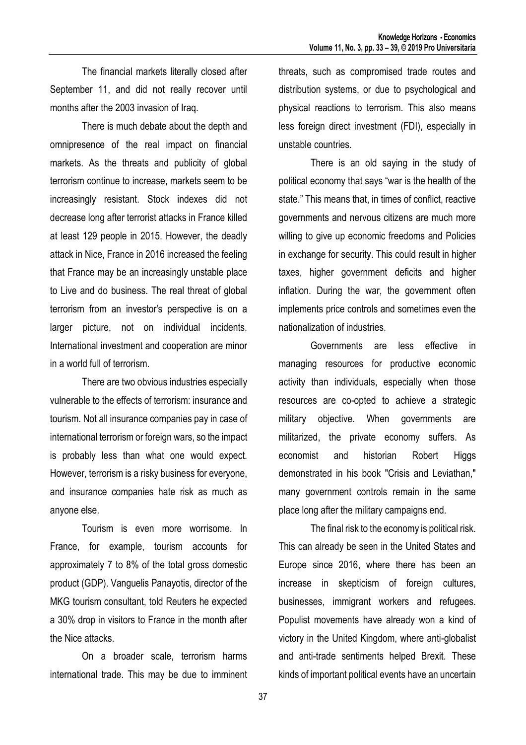The financial markets literally closed after September 11, and did not really recover until months after the 2003 invasion of Iraq.

There is much debate about the depth and omnipresence of the real impact on financial markets. As the threats and publicity of global terrorism continue to increase, markets seem to be increasingly resistant. Stock indexes did not decrease long after terrorist attacks in France killed at least 129 people in 2015. However, the deadly attack in Nice, France in 2016 increased the feeling that France may be an increasingly unstable place to Live and do business. The real threat of global terrorism from an investor's perspective is on a larger picture, not on individual incidents. International investment and cooperation are minor in a world full of terrorism.

There are two obvious industries especially vulnerable to the effects of terrorism: insurance and tourism. Not all insurance companies pay in case of international terrorism or foreign wars, so the impact is probably less than what one would expect. However, terrorism is a risky business for everyone, and insurance companies hate risk as much as anyone else.

Tourism is even more worrisome. In France, for example, tourism accounts for approximately 7 to 8% of the total gross domestic product (GDP). Vanguelis Panayotis, director of the MKG tourism consultant, told Reuters he expected a 30% drop in visitors to France in the month after the Nice attacks.

On a broader scale, terrorism harms international trade. This may be due to imminent threats, such as compromised trade routes and distribution systems, or due to psychological and physical reactions to terrorism. This also means less foreign direct investment (FDI), especially in unstable countries.

There is an old saying in the study of political economy that says "war is the health of the state." This means that, in times of conflict, reactive governments and nervous citizens are much more willing to give up economic freedoms and Policies in exchange for security. This could result in higher taxes, higher government deficits and higher inflation. During the war, the government often implements price controls and sometimes even the nationalization of industries.

Governments are less effective in managing resources for productive economic activity than individuals, especially when those resources are co-opted to achieve a strategic military objective. When governments are militarized, the private economy suffers. As economist and historian Robert Higgs demonstrated in his book "Crisis and Leviathan," many government controls remain in the same place long after the military campaigns end.

The final risk to the economy is political risk. This can already be seen in the United States and Europe since 2016, where there has been an increase in skepticism of foreign cultures, businesses, immigrant workers and refugees. Populist movements have already won a kind of victory in the United Kingdom, where anti-globalist and anti-trade sentiments helped Brexit. These kinds of important political events have an uncertain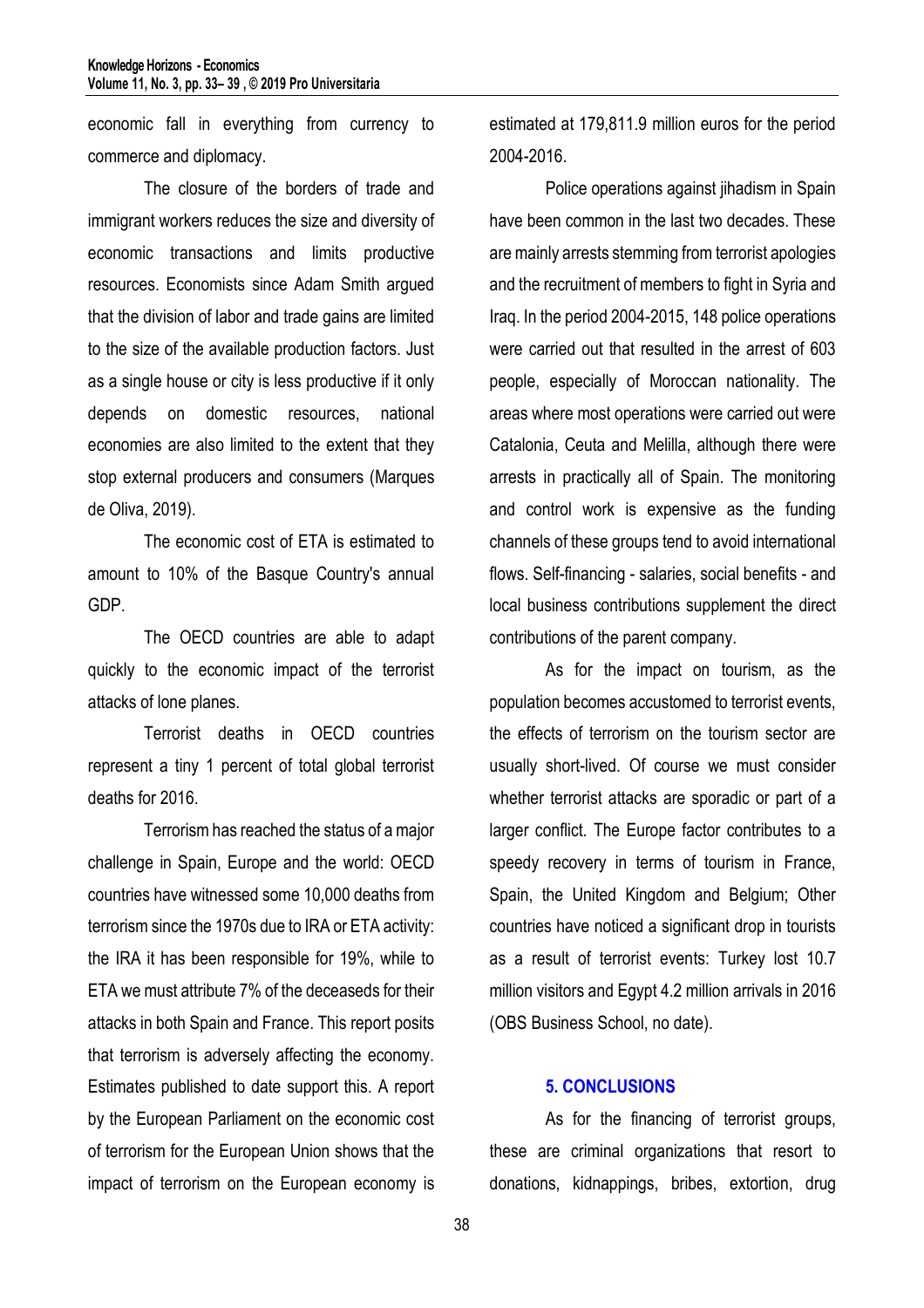economic fall in everything from currency to commerce and diplomacy.

The closure of the borders of trade and immigrant workers reduces the size and diversity of economic transactions and limits productive resources. Economists since Adam Smith argued that the division of labor and trade gains are limited to the size of the available production factors. Just as a single house or city is less productive if it only depends on domestic resources, national economies are also limited to the extent that they stop external producers and consumers (Marques de Oliva, 2019).

The economic cost of ETA is estimated to amount to 10% of the Basque Country's annual GDP.

The OECD countries are able to adapt quickly to the economic impact of the terrorist attacks of lone planes.

Terrorist deaths in OECD countries represent a tiny 1 percent of total global terrorist deaths for 2016.

Terrorism has reached the status of a major challenge in Spain, Europe and the world: OECD countries have witnessed some 10,000 deaths from terrorism since the 1970s due to IRA or ETA activity: the IRA it has been responsible for 19%, while to ETA we must attribute 7% of the deceaseds for their attacks in both Spain and France. This report posits that terrorism is adversely affecting the economy. Estimates published to date support this. A report by the European Parliament on the economic cost of terrorism for the European Union shows that the impact of terrorism on the European economy is estimated at 179,811.9 million euros for the period 2004-2016.

Police operations against jihadism in Spain have been common in the last two decades. These are mainly arrests stemming from terrorist apologies and the recruitment of members to fight in Syria and Iraq. In the period 2004-2015, 148 police operations were carried out that resulted in the arrest of 603 people, especially of Moroccan nationality. The areas where most operations were carried out were Catalonia, Ceuta and Melilla, although there were arrests in practically all of Spain. The monitoring and control work is expensive as the funding channels of these groups tend to avoid international flows. Self-financing - salaries, social benefits - and local business contributions supplement the direct contributions of the parent company.

As for the impact on tourism, as the population becomes accustomed to terrorist events, the effects of terrorism on the tourism sector are usually short-lived. Of course we must consider whether terrorist attacks are sporadic or part of a larger conflict. The Europe factor contributes to a speedy recovery in terms of tourism in France, Spain, the United Kingdom and Belgium; Other countries have noticed a significant drop in tourists as a result of terrorist events: Turkey lost 10.7 million visitors and Egypt 4.2 million arrivals in 2016 (OBS Business School, no date).

## 5. CONCLUSIONS

As for the financing of terrorist groups, these are criminal organizations that resort to donations, kidnappings, bribes, extortion, drug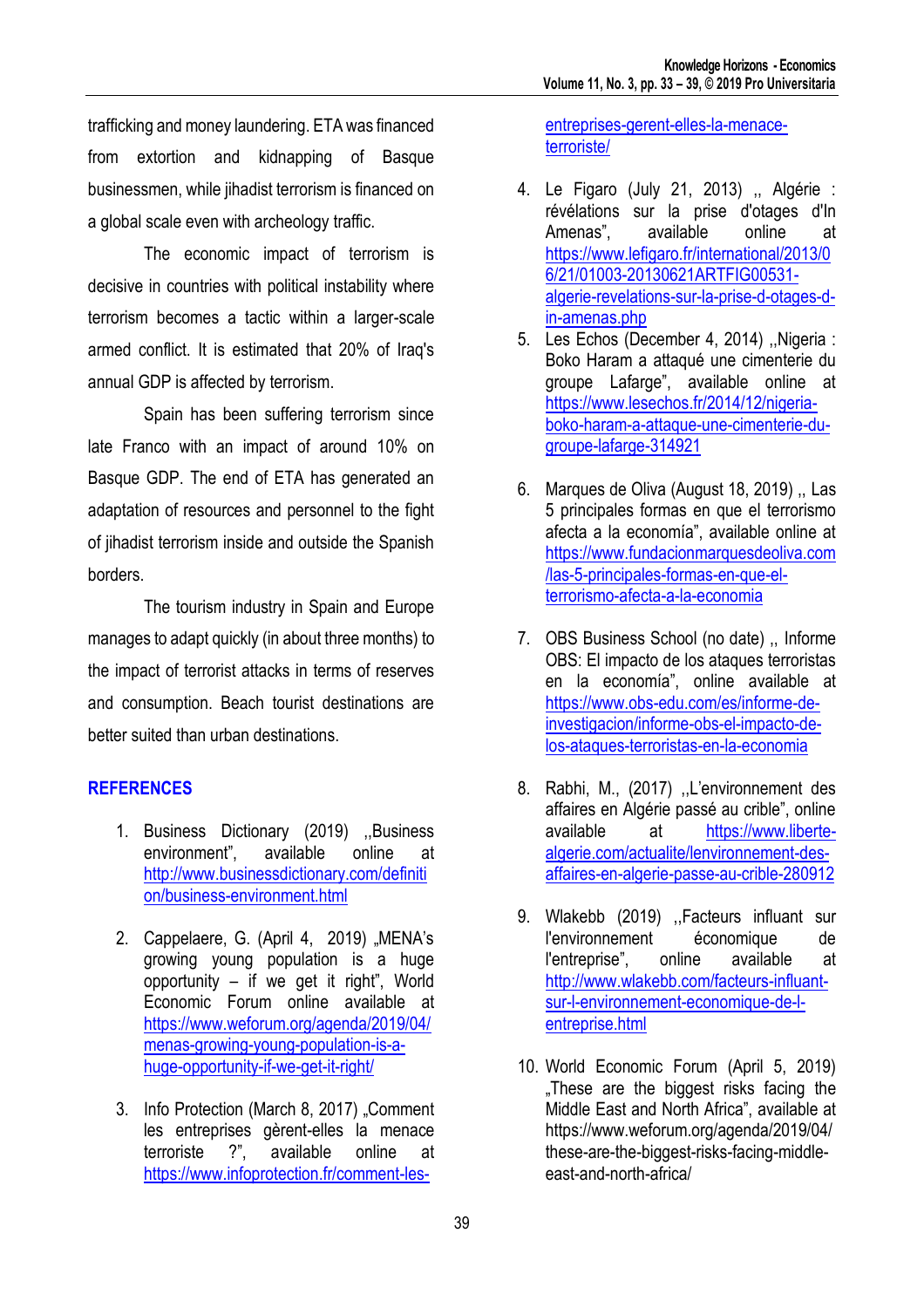trafficking and money laundering. ETA was financed from extortion and kidnapping of Basque businessmen, while jihadist terrorism is financed on a global scale even with archeology traffic.

The economic impact of terrorism is decisive in countries with political instability where terrorism becomes a tactic within a larger-scale armed conflict. It is estimated that 20% of Iraq's annual GDP is affected by terrorism.

Spain has been suffering terrorism since late Franco with an impact of around 10% on Basque GDP. The end of ETA has generated an adaptation of resources and personnel to the fight of jihadist terrorism inside and outside the Spanish borders.

The tourism industry in Spain and Europe manages to adapt quickly (in about three months) to the impact of terrorist attacks in terms of reserves and consumption. Beach tourist destinations are better suited than urban destinations.

## REFERENCES

1. Business Dictionary (2019) ,,Business environment", available online at http://www.businessdictionary.com/definition/business-environment.html

2. Cappelaere, G. (April 4, 2019) „MENA's growing young population is a huge opportunity – if we get it right", World Economic Forum online available at https://www.weforum.org/agenda/2019/04/menas-growing-young-population-is-a-huge-opportunity-if-we-get-it-right/

3. Info Protection (March 8, 2017) „Comment les entreprises gèrent-elles la menace terroriste ?", available online at https://www.infoprotection.fr/comment-les-entreprises-gerent-elles-la-menace-terroriste/

4. Le Figaro (July 21, 2013) ,, Algérie : révélations sur la prise d'otages d'In Amenas", available online at https://www.lefigaro.fr/international/2013/06/21/01003-20130621ARTFIG00531-algerie-revelations-sur-la-prise-d-otages-d-in-amenas.php

5. Les Echos (December 4, 2014) ,,Nigeria : Boko Haram a attaqué une cimenterie du groupe Lafarge", available online at https://www.lesechos.fr/2014/12/nigeria-boko-haram-a-attaque-une-cimenterie-du-groupe-lafarge-314921

6. Marques de Oliva (August 18, 2019) ,, Las 5 principales formas en que el terrorismo afecta a la economía", available online at https://www.fundacionmarquesdeoliva.com/las-5-principales-formas-en-que-el-terrorismo-afecta-a-la-economia

7. OBS Business School (no date) ,, Informe OBS: El impacto de los ataques terroristas en la economía", online available at https://www.obs-edu.com/es/informe-de-investigacion/informe-obs-el-impacto-de-los-ataques-terroristas-en-la-economia

8. Rabhi, M., (2017) ,,L'environnement des affaires en Algérie passé au crible", online available at https://www.liberte-algerie.com/actualite/lenvironnement-des-affaires-en-algerie-passe-au-crible-280912

9. Wlakebb (2019) ,,Facteurs influant sur l'environnement économique de l'entreprise", online available at http://www.wlakebb.com/facteurs-influant-sur-l-environnement-economique-de-l-entreprise.html

10. World Economic Forum (April 5, 2019) „These are the biggest risks facing the Middle East and North Africa", available at https://www.weforum.org/agenda/2019/04/these-are-the-biggest-risks-facing-middle-east-and-north-africa/